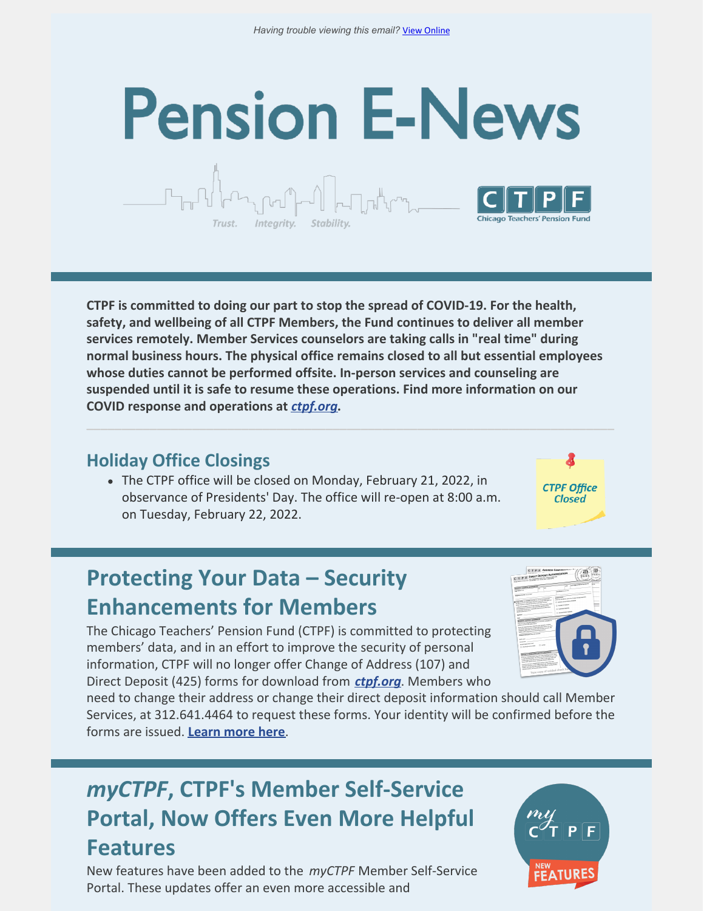Having trouble viewing this email? View Online

# Pension E-News

Trust. Integrity. Stability.

CTPF Chicago Teachers' Pension Fund

**CTPF is committed to doing our part to stop the spread of COVID-19. For the health, safety, and wellbeing of all CTPF Members, the Fund continues to deliver all member services remotely. Member Services counselors are taking calls in "real time" during normal business hours. The physical office remains closed to all but essential employees whose duties cannot be performed offsite. In-person services and counseling are suspended until it is safe to resume these operations. Find more information on our COVID response and operations at *ctpf.org*.**

---

## Holiday Office Closings

- The CTPF office will be closed on Monday, February 21, 2022, in observance of Presidents' Day. The office will re-open at 8:00 a.m. on Tuesday, February 22, 2022.

*CTPF Office Closed*

## Protecting Your Data – Security Enhancements for Members

The Chicago Teachers' Pension Fund (CTPF) is committed to protecting members' data, and in an effort to improve the security of personal information, CTPF will no longer offer Change of Address (107) and Direct Deposit (425) forms for download from ***ctpf.org***. Members who need to change their address or change their direct deposit information should call Member Services, at 312.641.4464 to request these forms. Your identity will be confirmed before the forms are issued. **Learn more here**.

## *myCTPF*, CTPF's Member Self-Service Portal, Now Offers Even More Helpful Features

New features have been added to the *myCTPF* Member Self-Service Portal. These updates offer an even more accessible and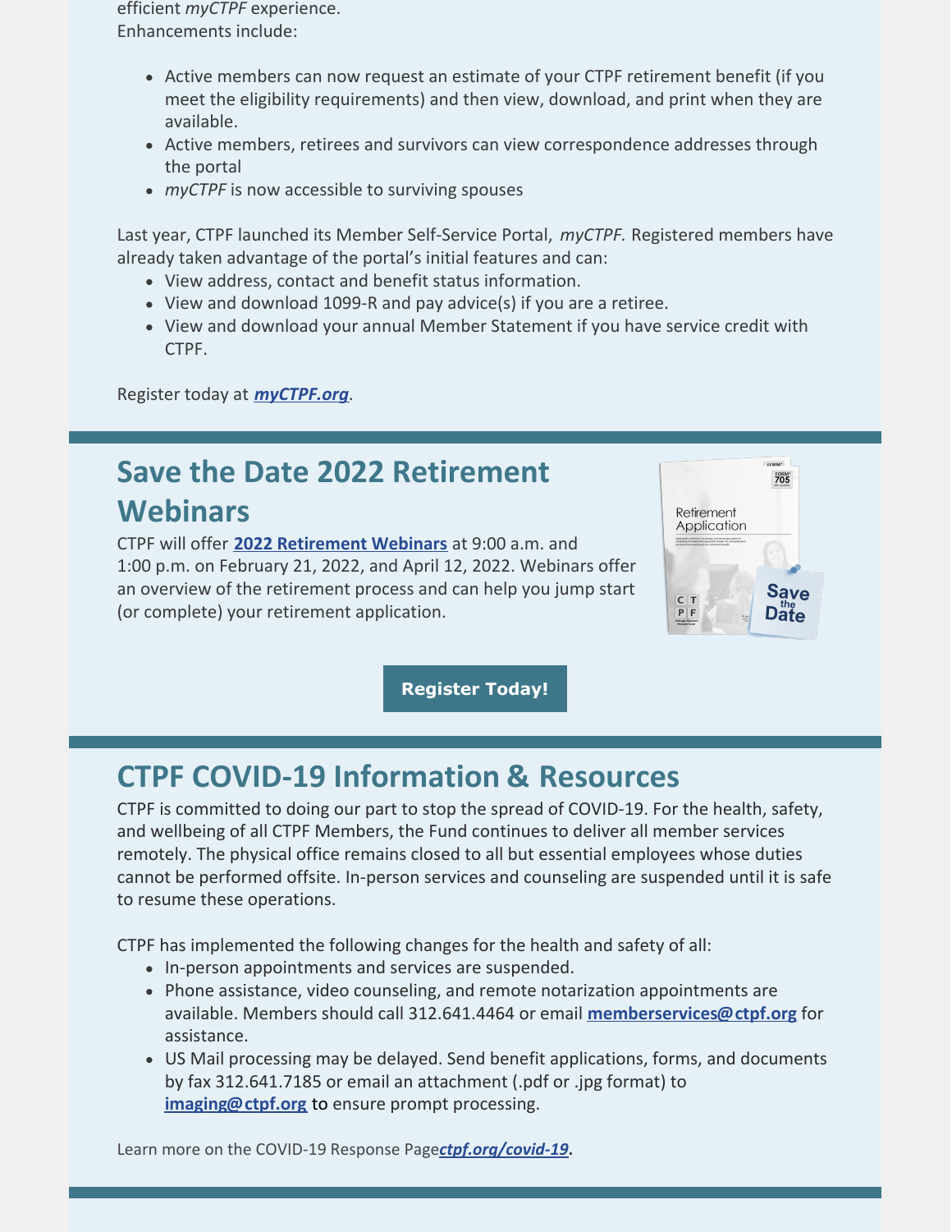efficient *myCTPF* experience.
Enhancements include:

- Active members can now request an estimate of your CTPF retirement benefit (if you meet the eligibility requirements) and then view, download, and print when they are available.
- Active members, retirees and survivors can view correspondence addresses through the portal
- *myCTPF* is now accessible to surviving spouses

Last year, CTPF launched its Member Self-Service Portal, *myCTPF.* Registered members have already taken advantage of the portal's initial features and can:

- View address, contact and benefit status information.
- View and download 1099-R and pay advice(s) if you are a retiree.
- View and download your annual Member Statement if you have service credit with CTPF.

Register today at ***myCTPF.org***.

## Save the Date 2022 Retirement Webinars

CTPF will offer **2022 Retirement Webinars** at 9:00 a.m. and 1:00 p.m. on February 21, 2022, and April 12, 2022. Webinars offer an overview of the retirement process and can help you jump start (or complete) your retirement application.

**Register Today!**

## CTPF COVID-19 Information & Resources

CTPF is committed to doing our part to stop the spread of COVID-19. For the health, safety, and wellbeing of all CTPF Members, the Fund continues to deliver all member services remotely. The physical office remains closed to all but essential employees whose duties cannot be performed offsite. In-person services and counseling are suspended until it is safe to resume these operations.

CTPF has implemented the following changes for the health and safety of all:

- In-person appointments and services are suspended.
- Phone assistance, video counseling, and remote notarization appointments are available. Members should call 312.641.4464 or email **memberservices@ctpf.org** for assistance.
- US Mail processing may be delayed. Send benefit applications, forms, and documents by fax 312.641.7185 or email an attachment (.pdf or .jpg format) to **imaging@ctpf.org** to ensure prompt processing.

Learn more on the COVID-19 Response Page***ctpf.org/covid-19*****.**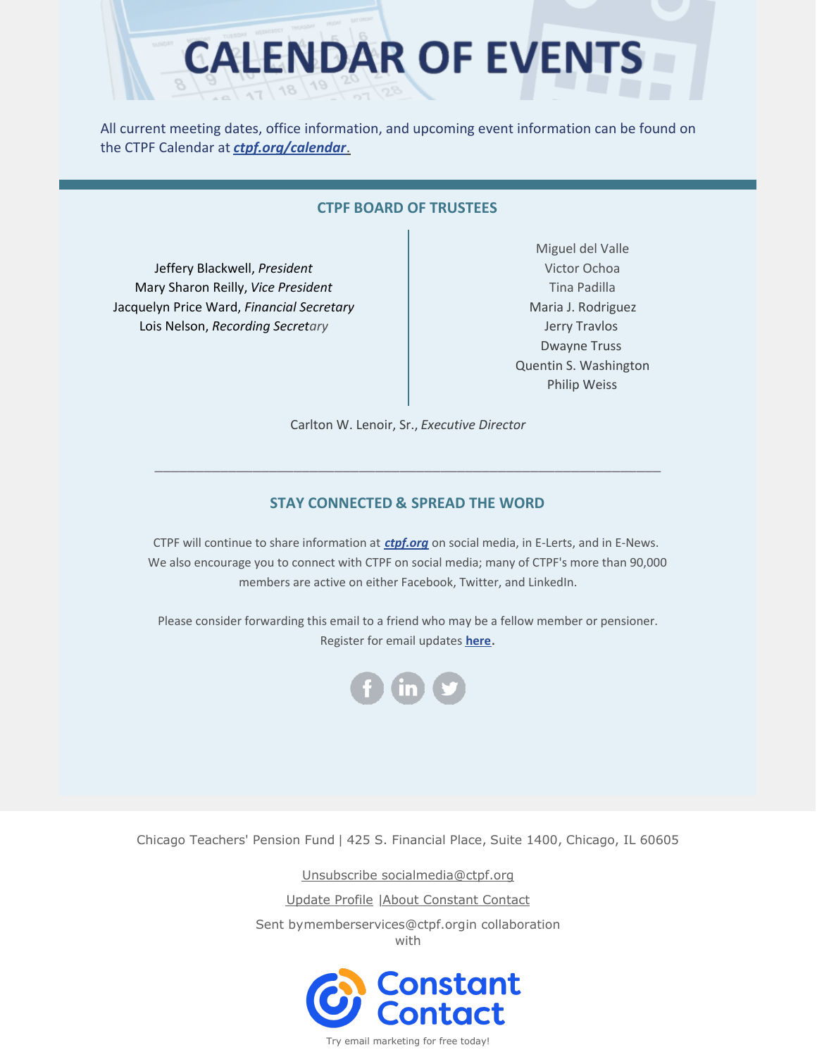# CALENDAR OF EVENTS

All current meeting dates, office information, and upcoming event information can be found on the CTPF Calendar at ***ctpf.org/calendar***.

## CTPF BOARD OF TRUSTEES

Jeffery Blackwell, *President*
Mary Sharon Reilly, *Vice President*
Jacquelyn Price Ward, *Financial Secretary*
Lois Nelson, *Recording Secretary*

Miguel del Valle
Victor Ochoa
Tina Padilla
Maria J. Rodriguez
Jerry Travlos
Dwayne Truss
Quentin S. Washington
Philip Weiss

Carlton W. Lenoir, Sr., *Executive Director*

---

## STAY CONNECTED & SPREAD THE WORD

CTPF will continue to share information at ***ctpf.org*** on social media, in E-Lerts, and in E-News. We also encourage you to connect with CTPF on social media; many of CTPF's more than 90,000 members are active on either Facebook, Twitter, and LinkedIn.

Please consider forwarding this email to a friend who may be a fellow member or pensioner. Register for email updates **here**.

Chicago Teachers' Pension Fund | 425 S. Financial Place, Suite 1400, Chicago, IL 60605

Unsubscribe socialmedia@ctpf.org

Update Profile |About Constant Contact

Sent bymemberservices@ctpf.orgin collaboration with

Constant Contact

Try email marketing for free today!